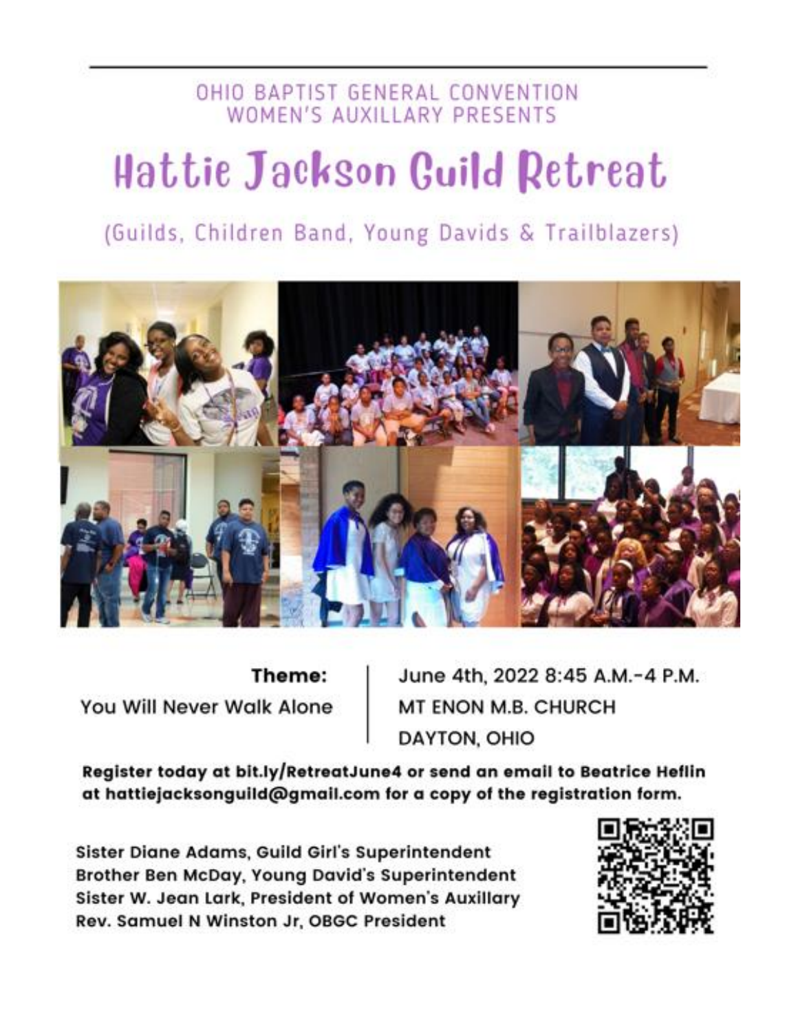OHIO BAPTIST GENERAL CONVENTION
WOMEN'S AUXILLARY PRESENTS

# Hattie Jackson Guild Retreat

(Guilds, Children Band, Young Davids & Trailblazers)

**Theme:**
You Will Never Walk Alone

June 4th, 2022 8:45 A.M.-4 P.M.
MT ENON M.B. CHURCH
DAYTON, OHIO

**Register today at bit.ly/RetreatJune4 or send an email to Beatrice Heflin at hattiejacksonguild@gmail.com for a copy of the registration form.**

**Sister Diane Adams, Guild Girl's Superintendent**
**Brother Ben McDay, Young David's Superintendent**
**Sister W. Jean Lark, President of Women's Auxillary**
**Rev. Samuel N Winston Jr, OBGC President**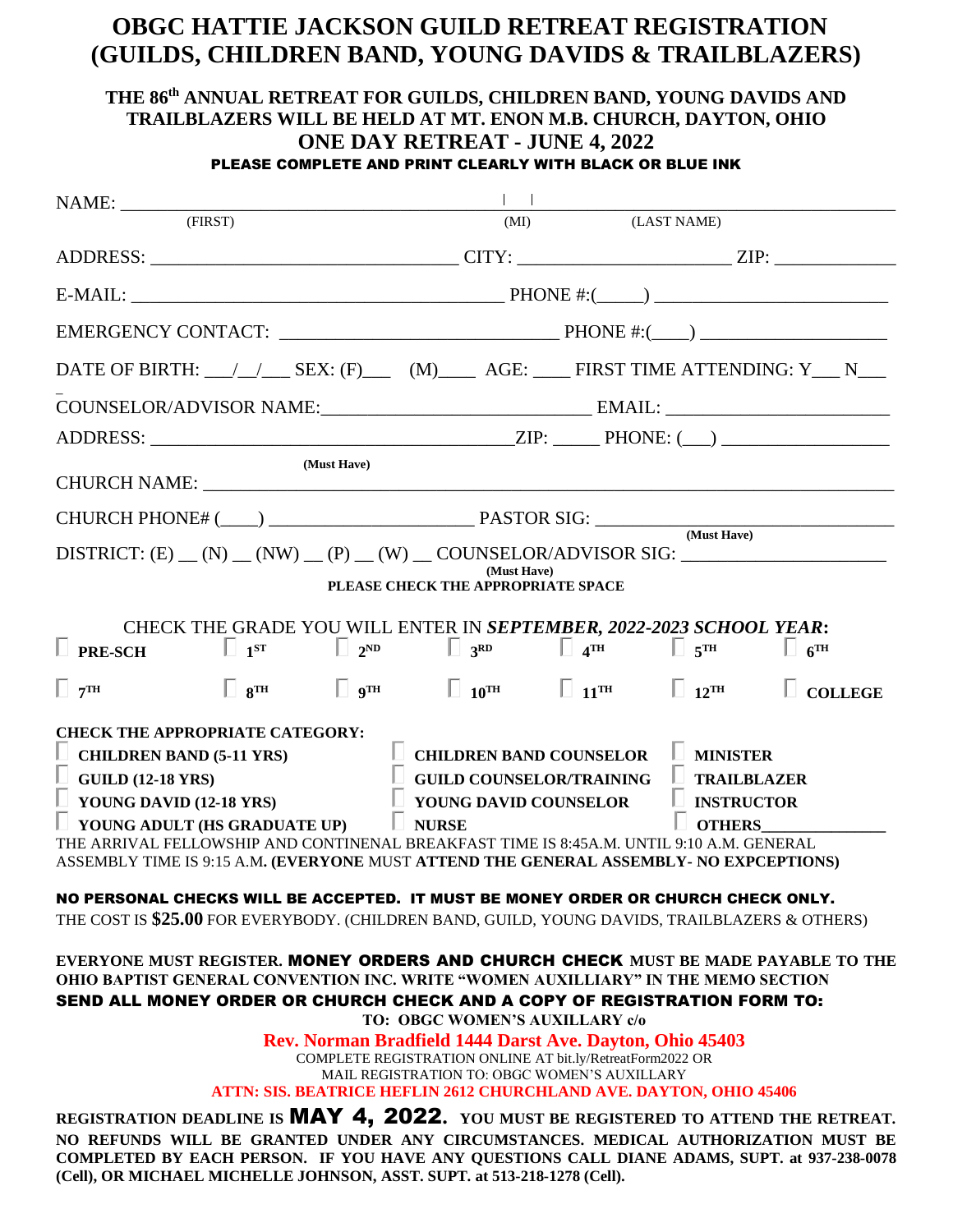# OBGC HATTIE JACKSON GUILD RETREAT REGISTRATION (GUILDS, CHILDREN BAND, YOUNG DAVIDS & TRAILBLAZERS)

**THE 86th ANNUAL RETREAT FOR GUILDS, CHILDREN BAND, YOUNG DAVIDS AND TRAILBLAZERS WILL BE HELD AT MT. ENON M.B. CHURCH, DAYTON, OHIO**

## ONE DAY RETREAT - JUNE 4, 2022

**PLEASE COMPLETE AND PRINT CLEARLY WITH BLACK OR BLUE INK**

NAME: ______________________________ | | ______________________________
(FIRST) (MI) (LAST NAME)

ADDRESS: ______________________________ CITY: ____________________ ZIP: ____________

E-MAIL: ______________________________ PHONE #:(_____) ____________________

EMERGENCY CONTACT: ____________________ PHONE #:(____) ________________

DATE OF BIRTH: ___/__/___ SEX: (F)___ (M)____ AGE: ____ FIRST TIME ATTENDING: Y___ N___

COUNSELOR/ADVISOR NAME:____________________ EMAIL: ____________________

ADDRESS: ______________________________ZIP: _____ PHONE: (___) ________________

(Must Have)
CHURCH NAME: ____________________________________________

CHURCH PHONE# (____) ____________________ PASTOR SIG: ____________________
(Must Have)

DISTRICT: (E) __ (N) __ (NW) __ (P) __ (W) __ COUNSELOR/ADVISOR SIG: ____________________
(Must Have)

**PLEASE CHECK THE APPROPRIATE SPACE**

CHECK THE GRADE YOU WILL ENTER IN ***SEPTEMBER, 2022-2023 SCHOOL YEAR*:**

☐ **PRE-SCH** ☐ **1ST** ☐ **2ND** ☐ **3RD** ☐ **4TH** ☐ **5TH** ☐ **6TH**

☐ **7TH** ☐ **8TH** ☐ **9TH** ☐ **10TH** ☐ **11TH** ☐ **12TH** ☐ **COLLEGE**

**CHECK THE APPROPRIATE CATEGORY:**

☐ **CHILDREN BAND (5-11 YRS)** ☐ **CHILDREN BAND COUNSELOR** ☐ **MINISTER**

☐ **GUILD (12-18 YRS)** ☐ **GUILD COUNSELOR/TRAINING** ☐ **TRAILBLAZER**

☐ **YOUNG DAVID (12-18 YRS)** ☐ **YOUNG DAVID COUNSELOR** ☐ **INSTRUCTOR**

☐ **YOUNG ADULT (HS GRADUATE UP)** ☐ **NURSE** ☐ **OTHERS**_______________

THE ARRIVAL FELLOWSHIP AND CONTINENAL BREAKFAST TIME IS 8:45A.M. UNTIL 9:10 A.M. GENERAL ASSEMBLY TIME IS 9:15 A.M**. (EVERYONE** MUST **ATTEND THE GENERAL ASSEMBLY- NO EXPCEPTIONS)**

**NO PERSONAL CHECKS WILL BE ACCEPTED. IT MUST BE MONEY ORDER OR CHURCH CHECK ONLY.**

THE COST IS **$25.00** FOR EVERYBODY. (CHILDREN BAND, GUILD, YOUNG DAVIDS, TRAILBLAZERS & OTHERS)

**EVERYONE MUST REGISTER. MONEY ORDERS AND CHURCH CHECK MUST BE MADE PAYABLE TO THE OHIO BAPTIST GENERAL CONVENTION INC. WRITE "WOMEN AUXILLIARY" IN THE MEMO SECTION**

**SEND ALL MONEY ORDER OR CHURCH CHECK AND A COPY OF REGISTRATION FORM TO:**

**TO: OBGC WOMEN'S AUXILLARY c/o**

**Rev. Norman Bradfield 1444 Darst Ave. Dayton, Ohio 45403**

COMPLETE REGISTRATION ONLINE AT bit.ly/RetreatForm2022 OR

MAIL REGISTRATION TO: OBGC WOMEN'S AUXILLARY

**ATTN: SIS. BEATRICE HEFLIN 2612 CHURCHLAND AVE. DAYTON, OHIO 45406**

**REGISTRATION DEADLINE IS MAY 4, 2022. YOU MUST BE REGISTERED TO ATTEND THE RETREAT. NO REFUNDS WILL BE GRANTED UNDER ANY CIRCUMSTANCES. MEDICAL AUTHORIZATION MUST BE COMPLETED BY EACH PERSON. IF YOU HAVE ANY QUESTIONS CALL DIANE ADAMS, SUPT. at 937-238-0078 (Cell), OR MICHAEL MICHELLE JOHNSON, ASST. SUPT. at 513-218-1278 (Cell).**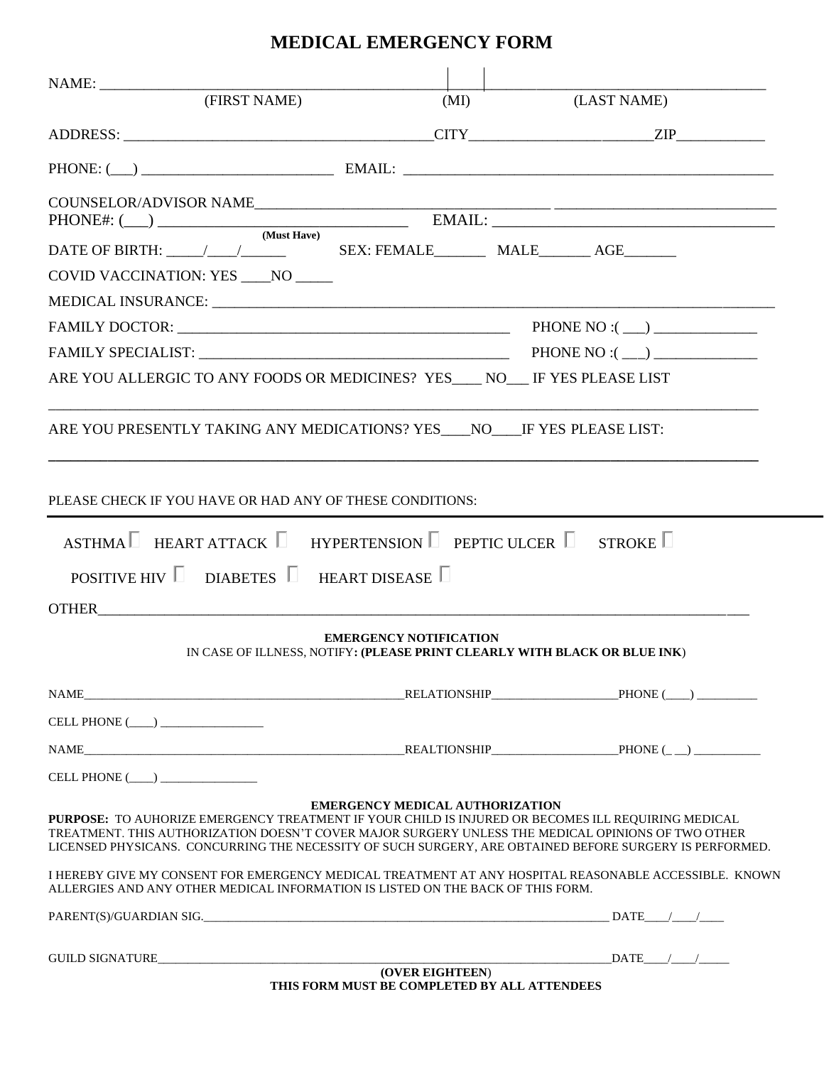# MEDICAL EMERGENCY FORM

NAME: ______________________________________________ | ____ | ________________________________________
(FIRST NAME) (MI) (LAST NAME)

ADDRESS: ________________________________________CITY_______________________ZIP____________

PHONE: (___) _________________________ EMAIL: ______________________________________________

COUNSELOR/ADVISOR NAME______________________________________ ____________________________
PHONE#: (___) ________________________________ EMAIL: ___________________________________
**(Must Have)**
DATE OF BIRTH: _____/____/______ SEX: FEMALE_______ MALE_______ AGE_______

COVID VACCINATION: YES ____NO _____

MEDICAL INSURANCE: __________________________________________________________________________

FAMILY DOCTOR: ____________________________________________ PHONE NO :( ___) ______________

FAMILY SPECIALIST: _________________________________________ PHONE NO :( ___) ______________

ARE YOU ALLERGIC TO ANY FOODS OR MEDICINES? YES____ NO___ IF YES PLEASE LIST

_____________________________________________________________________________________________

ARE YOU PRESENTLY TAKING ANY MEDICATIONS? YES____NO____IF YES PLEASE LIST:

_____________________________________________________________________________________________

PLEASE CHECK IF YOU HAVE OR HAD ANY OF THESE CONDITIONS:

---

ASTHMA ☐ HEART ATTACK ☐ HYPERTENSION ☐ PEPTIC ULCER ☐ STROKE ☐

POSITIVE HIV ☐ DIABETES ☐ HEART DISEASE ☐

OTHER________________________________________________________________________________________

**EMERGENCY NOTIFICATION**

IN CASE OF ILLNESS, NOTIFY**: (PLEASE PRINT CLEARLY WITH BLACK OR BLUE INK**)

NAME_____________________________________________________RELATIONSHIP____________________PHONE (____) __________

CELL PHONE (____) _________________

NAME_____________________________________________________REALTIONSHIP____________________PHONE (_ __) ___________

CELL PHONE (____) ________________

**EMERGENCY MEDICAL AUTHORIZATION**

**PURPOSE:** TO AUHORIZE EMERGENCY TREATMENT IF YOUR CHILD IS INJURED OR BECOMES ILL REQUIRING MEDICAL TREATMENT. THIS AUTHORIZATION DOESN'T COVER MAJOR SURGERY UNLESS THE MEDICAL OPINIONS OF TWO OTHER LICENSED PHYSICANS. CONCURRING THE NECESSITY OF SUCH SURGERY, ARE OBTAINED BEFORE SURGERY IS PERFORMED.

I HEREBY GIVE MY CONSENT FOR EMERGENCY MEDICAL TREATMENT AT ANY HOSPITAL REASONABLE ACCESSIBLE. KNOWN ALLERGIES AND ANY OTHER MEDICAL INFORMATION IS LISTED ON THE BACK OF THIS FORM.

PARENT(S)/GUARDIAN SIG.______________________________________________________________________ DATE____/____/____

GUILD SIGNATURE______________________________________________________________________________DATE____/____/_____
**(OVER EIGHTEEN)**

**THIS FORM MUST BE COMPLETED BY ALL ATTENDEES**